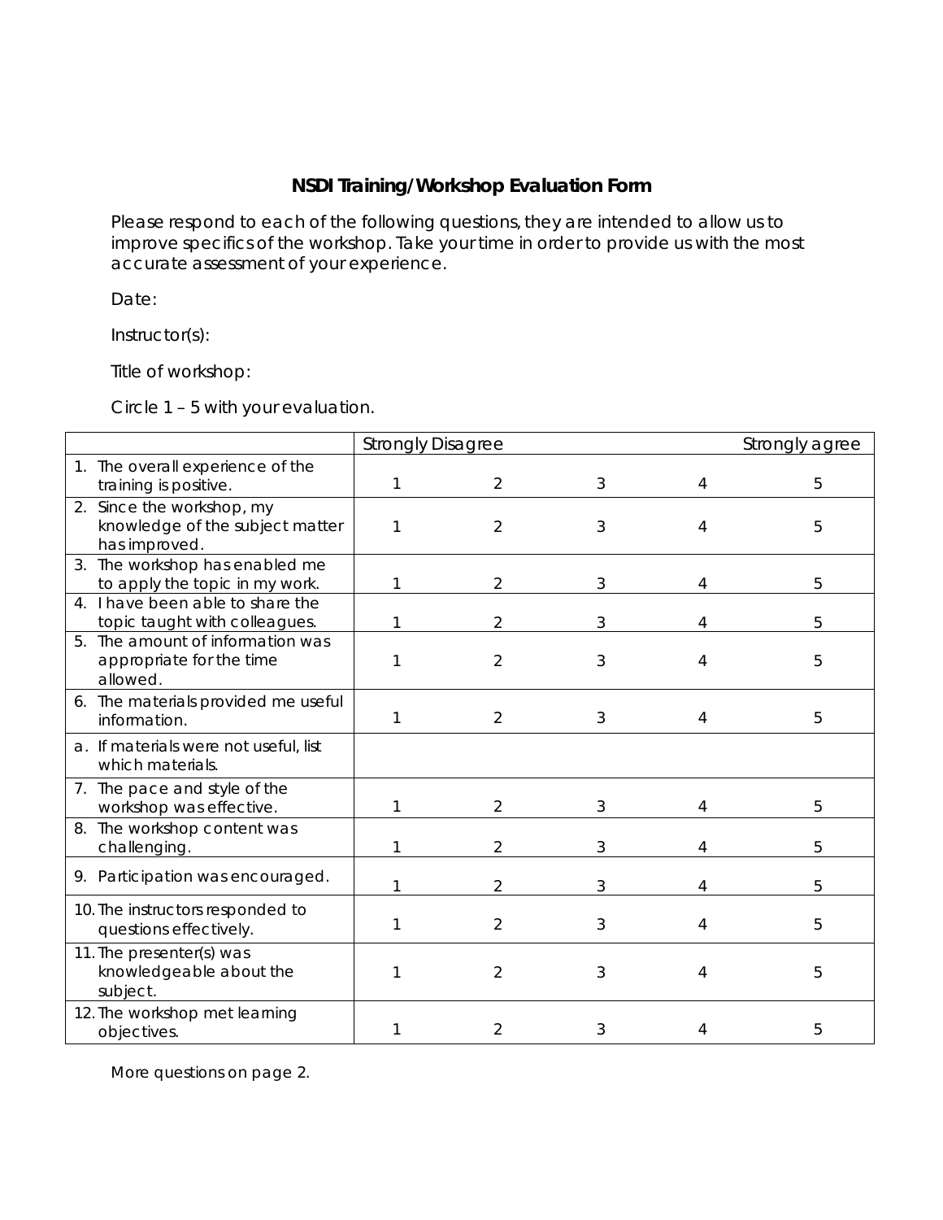## NSDI Training/Workshop Evaluation Form

Please respond to each of the following questions, they are intended to allow us to improve specifics of the workshop. Take your time in order to provide us with the most accurate assessment of your experience.

Date:

Instructor(s):

Title of workshop:

Circle 1 – 5 with your evaluation.

| | Strongly Disagree | | | | Strongly agree |
|---|---|---|---|---|---|
| 1. The overall experience of the training is positive. | 1 | 2 | 3 | 4 | 5 |
| 2. Since the workshop, my knowledge of the subject matter has improved. | 1 | 2 | 3 | 4 | 5 |
| 3. The workshop has enabled me to apply the topic in my work. | 1 | 2 | 3 | 4 | 5 |
| 4. I have been able to share the topic taught with colleagues. | 1 | 2 | 3 | 4 | 5 |
| 5. The amount of information was appropriate for the time allowed. | 1 | 2 | 3 | 4 | 5 |
| 6. The materials provided me useful information. | 1 | 2 | 3 | 4 | 5 |
| a. If materials were not useful, list which materials. | | | | | |
| 7. The pace and style of the workshop was effective. | 1 | 2 | 3 | 4 | 5 |
| 8. The workshop content was challenging. | 1 | 2 | 3 | 4 | 5 |
| 9. Participation was encouraged. | 1 | 2 | 3 | 4 | 5 |
| 10. The instructors responded to questions effectively. | 1 | 2 | 3 | 4 | 5 |
| 11. The presenter(s) was knowledgeable about the subject. | 1 | 2 | 3 | 4 | 5 |
| 12. The workshop met learning objectives. | 1 | 2 | 3 | 4 | 5 |

More questions on page 2.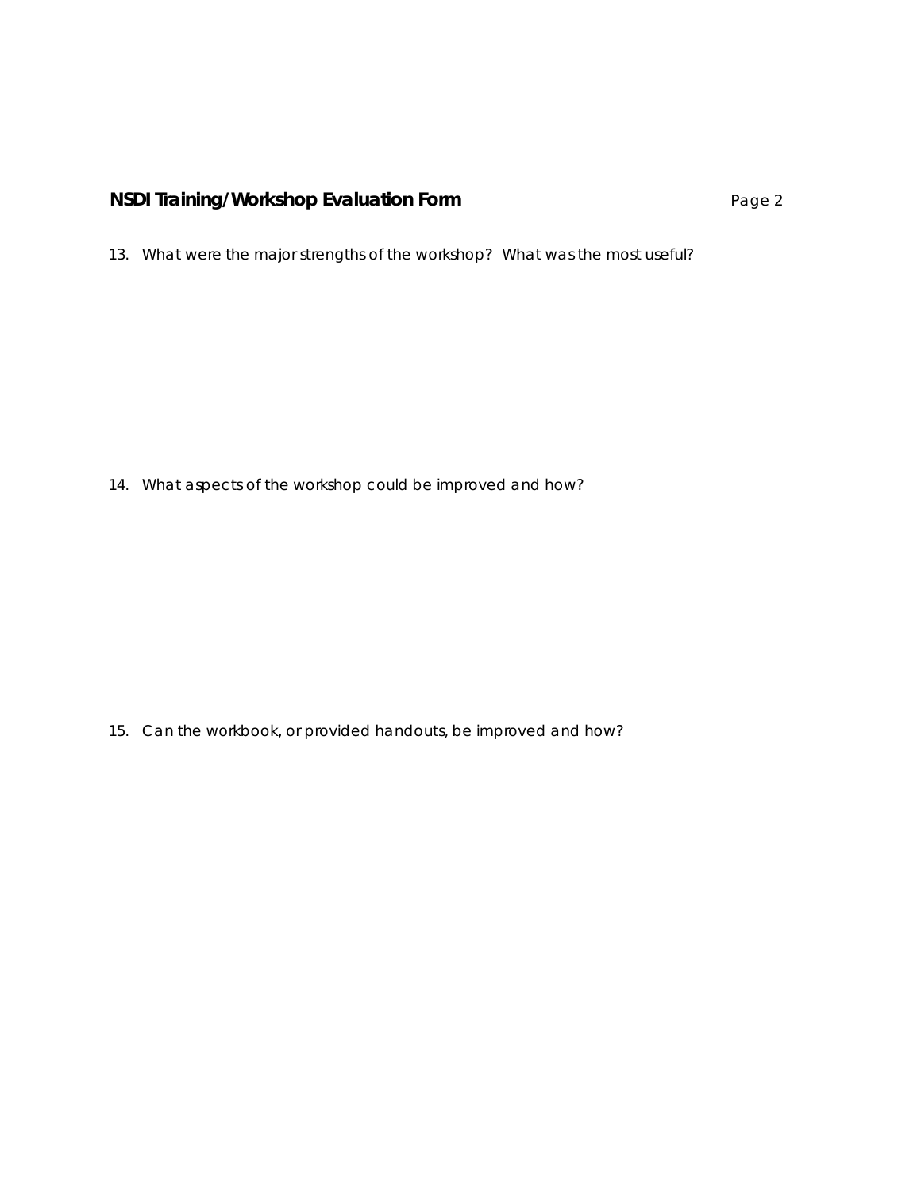13. What were the major strengths of the workshop? What was the most useful?

14. What aspects of the workshop could be improved and how?

15. Can the workbook, or provided handouts, be improved and how?